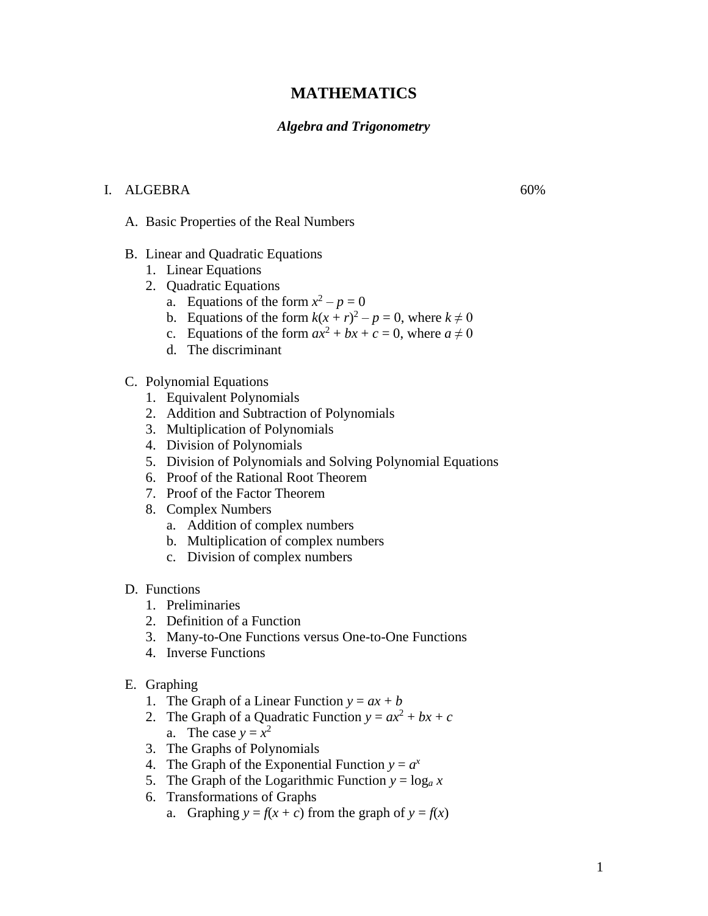# MATHEMATICS

## *Algebra and Trigonometry*

I. ALGEBRA 60%

   A. Basic Properties of the Real Numbers

   B. Linear and Quadratic Equations
      1. Linear Equations
      2. Quadratic Equations
         a. Equations of the form $x^2 - p = 0$
         b. Equations of the form $k(x + r)^2 - p = 0$, where $k \neq 0$
         c. Equations of the form $ax^2 + bx + c = 0$, where $a \neq 0$
         d. The discriminant

   C. Polynomial Equations
      1. Equivalent Polynomials
      2. Addition and Subtraction of Polynomials
      3. Multiplication of Polynomials
      4. Division of Polynomials
      5. Division of Polynomials and Solving Polynomial Equations
      6. Proof of the Rational Root Theorem
      7. Proof of the Factor Theorem
      8. Complex Numbers
         a. Addition of complex numbers
         b. Multiplication of complex numbers
         c. Division of complex numbers

   D. Functions
      1. Preliminaries
      2. Definition of a Function
      3. Many-to-One Functions versus One-to-One Functions
      4. Inverse Functions

   E. Graphing
      1. The Graph of a Linear Function $y = ax + b$
      2. The Graph of a Quadratic Function $y = ax^2 + bx + c$
         a. The case $y = x^2$
      3. The Graphs of Polynomials
      4. The Graph of the Exponential Function $y = a^x$
      5. The Graph of the Logarithmic Function $y = \log_a x$
      6. Transformations of Graphs
         a. Graphing $y = f(x + c)$ from the graph of $y = f(x)$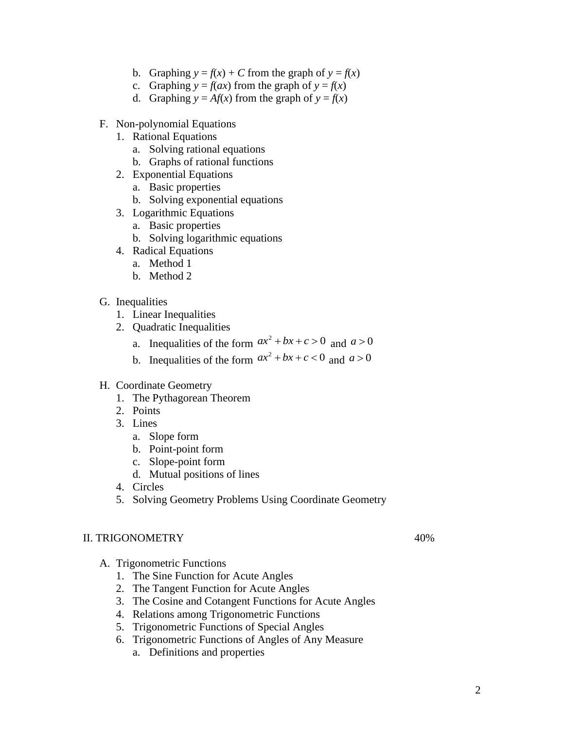b. Graphing $y = f(x) + C$ from the graph of $y = f(x)$
c. Graphing $y = f(ax)$ from the graph of $y = f(x)$
d. Graphing $y = Af(x)$ from the graph of $y = f(x)$

F. Non-polynomial Equations
1. Rational Equations
    a. Solving rational equations
    b. Graphs of rational functions
2. Exponential Equations
    a. Basic properties
    b. Solving exponential equations
3. Logarithmic Equations
    a. Basic properties
    b. Solving logarithmic equations
4. Radical Equations
    a. Method 1
    b. Method 2

G. Inequalities
1. Linear Inequalities
2. Quadratic Inequalities
    a. Inequalities of the form $ax^2 + bx + c > 0$ and $a > 0$
    b. Inequalities of the form $ax^2 + bx + c < 0$ and $a > 0$

H. Coordinate Geometry
1. The Pythagorean Theorem
2. Points
3. Lines
    a. Slope form
    b. Point-point form
    c. Slope-point form
    d. Mutual positions of lines
4. Circles
5. Solving Geometry Problems Using Coordinate Geometry

## II. TRIGONOMETRY — 40%

A. Trigonometric Functions
1. The Sine Function for Acute Angles
2. The Tangent Function for Acute Angles
3. The Cosine and Cotangent Functions for Acute Angles
4. Relations among Trigonometric Functions
5. Trigonometric Functions of Special Angles
6. Trigonometric Functions of Angles of Any Measure
    a. Definitions and properties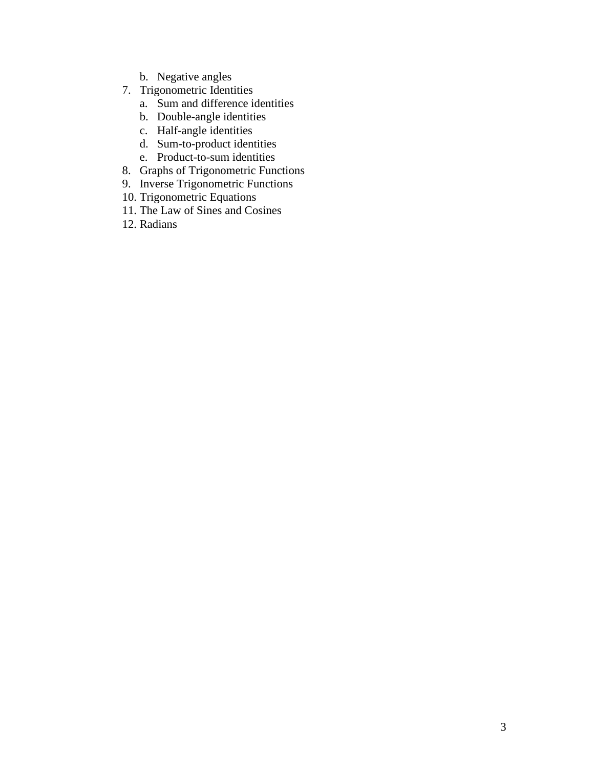b. Negative angles
7. Trigonometric Identities
   a. Sum and difference identities
   b. Double-angle identities
   c. Half-angle identities
   d. Sum-to-product identities
   e. Product-to-sum identities
8. Graphs of Trigonometric Functions
9. Inverse Trigonometric Functions
10. Trigonometric Equations
11. The Law of Sines and Cosines
12. Radians